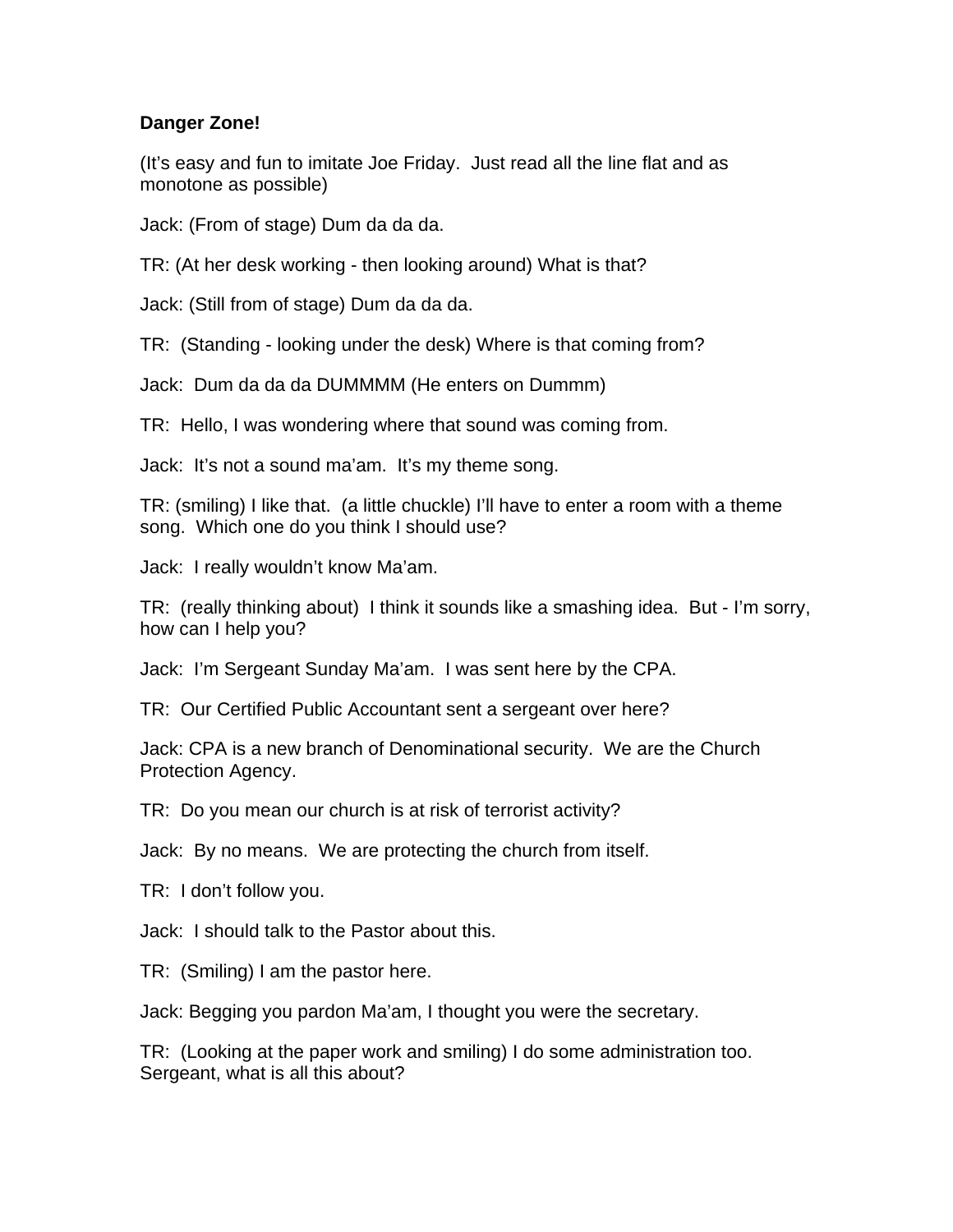**Danger Zone!**

(It's easy and fun to imitate Joe Friday. Just read all the line flat and as monotone as possible)

Jack: (From of stage) Dum da da da.

TR: (At her desk working - then looking around) What is that?

Jack: (Still from of stage) Dum da da da.

TR: (Standing - looking under the desk) Where is that coming from?

Jack: Dum da da da DUMMMM (He enters on Dummm)

TR: Hello, I was wondering where that sound was coming from.

Jack: It's not a sound ma'am. It's my theme song.

TR: (smiling) I like that. (a little chuckle) I'll have to enter a room with a theme song. Which one do you think I should use?

Jack: I really wouldn't know Ma'am.

TR: (really thinking about) I think it sounds like a smashing idea. But - I'm sorry, how can I help you?

Jack: I'm Sergeant Sunday Ma'am. I was sent here by the CPA.

TR: Our Certified Public Accountant sent a sergeant over here?

Jack: CPA is a new branch of Denominational security. We are the Church Protection Agency.

TR: Do you mean our church is at risk of terrorist activity?

Jack: By no means. We are protecting the church from itself.

TR: I don't follow you.

Jack: I should talk to the Pastor about this.

TR: (Smiling) I am the pastor here.

Jack: Begging you pardon Ma'am, I thought you were the secretary.

TR: (Looking at the paper work and smiling) I do some administration too. Sergeant, what is all this about?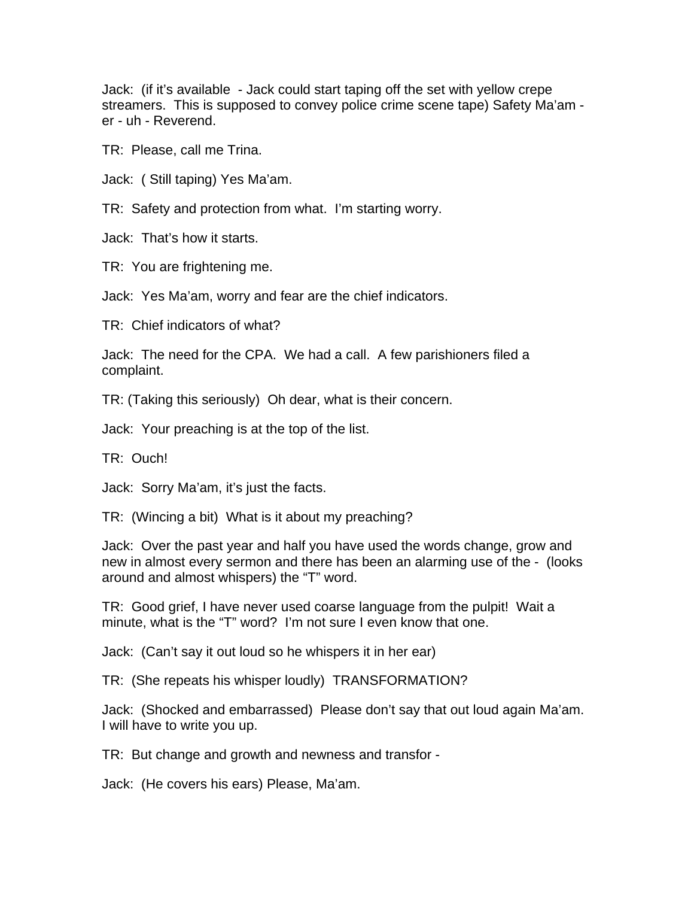Jack: (if it's available - Jack could start taping off the set with yellow crepe streamers. This is supposed to convey police crime scene tape) Safety Ma'am - er - uh - Reverend.

TR: Please, call me Trina.

Jack: ( Still taping) Yes Ma'am.

TR: Safety and protection from what. I'm starting worry.

Jack: That's how it starts.

TR: You are frightening me.

Jack: Yes Ma'am, worry and fear are the chief indicators.

TR: Chief indicators of what?

Jack: The need for the CPA. We had a call. A few parishioners filed a complaint.

TR: (Taking this seriously) Oh dear, what is their concern.

Jack: Your preaching is at the top of the list.

TR: Ouch!

Jack: Sorry Ma'am, it's just the facts.

TR: (Wincing a bit) What is it about my preaching?

Jack: Over the past year and half you have used the words change, grow and new in almost every sermon and there has been an alarming use of the - (looks around and almost whispers) the "T" word.

TR: Good grief, I have never used coarse language from the pulpit! Wait a minute, what is the "T" word? I'm not sure I even know that one.

Jack: (Can't say it out loud so he whispers it in her ear)

TR: (She repeats his whisper loudly) TRANSFORMATION?

Jack: (Shocked and embarrassed) Please don't say that out loud again Ma'am. I will have to write you up.

TR: But change and growth and newness and transfor -

Jack: (He covers his ears) Please, Ma'am.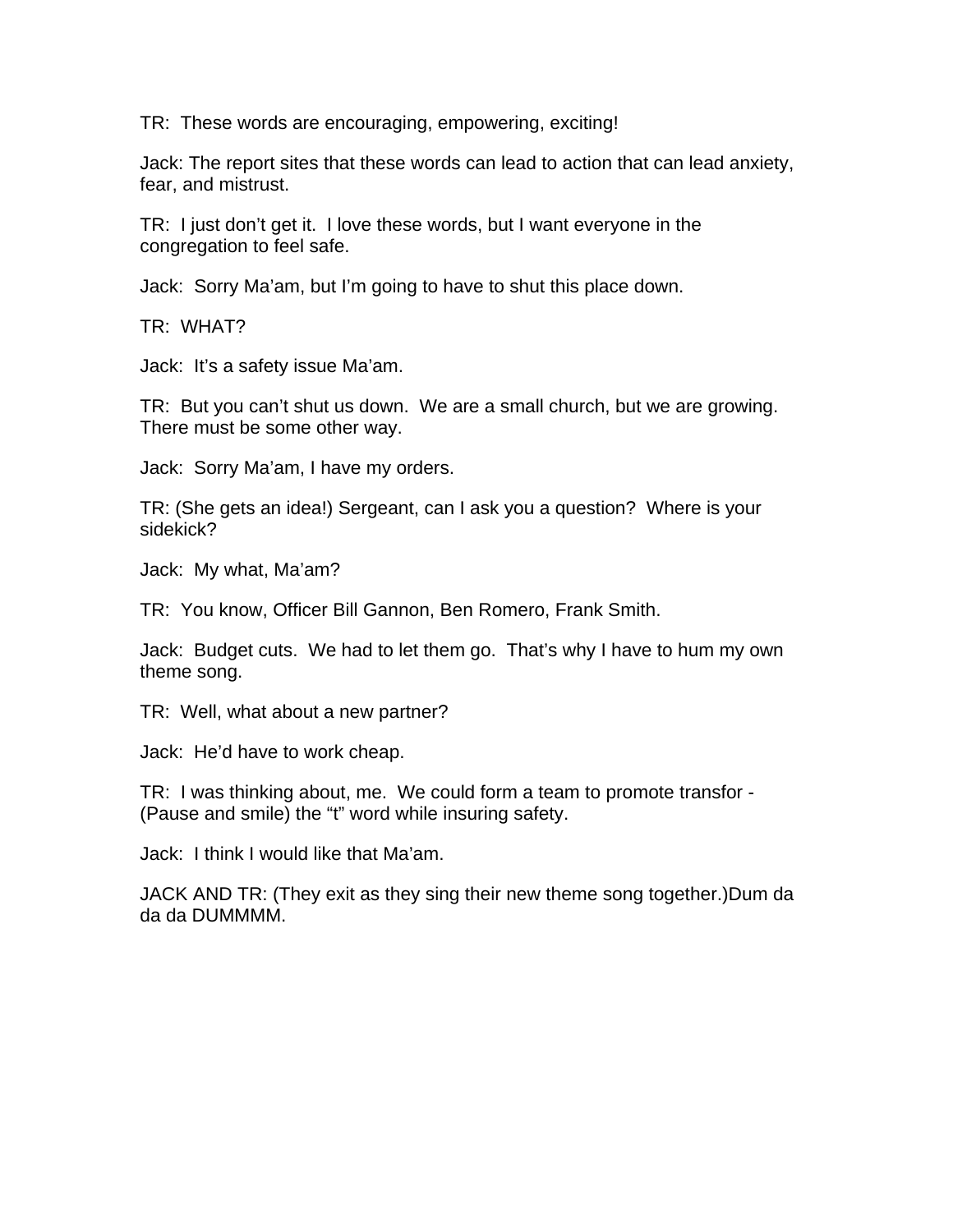TR:  These words are encouraging, empowering, exciting!

Jack: The report sites that these words can lead to action that can lead anxiety, fear, and mistrust.

TR:  I just don't get it.  I love these words, but I want everyone in the congregation to feel safe.

Jack:  Sorry Ma'am, but I'm going to have to shut this place down.

TR:  WHAT?

Jack:  It's a safety issue Ma'am.

TR:  But you can't shut us down.  We are a small church, but we are growing.  There must be some other way.

Jack:  Sorry Ma'am, I have my orders.

TR: (She gets an idea!) Sergeant, can I ask you a question?  Where is your sidekick?

Jack:  My what, Ma'am?

TR:  You know, Officer Bill Gannon, Ben Romero, Frank Smith.

Jack:  Budget cuts.  We had to let them go.  That's why I have to hum my own theme song.

TR:  Well, what about a new partner?

Jack:  He'd have to work cheap.

TR:  I was thinking about, me.  We could form a team to promote transfor - (Pause and smile) the "t" word while insuring safety.

Jack:  I think I would like that Ma'am.

JACK AND TR: (They exit as they sing their new theme song together.)Dum da da da DUMMMM.